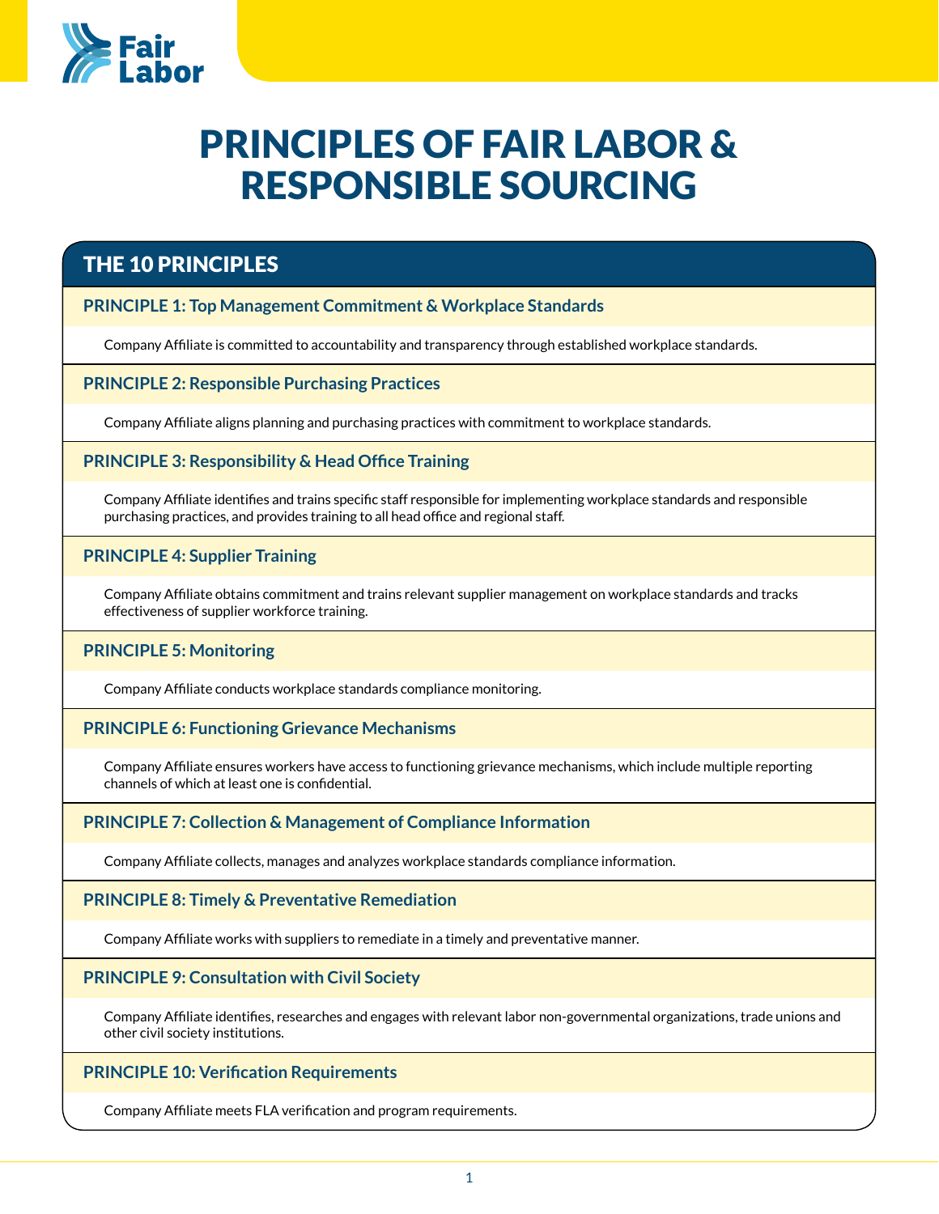# PRINCIPLES OF FAIR LABOR & RESPONSIBLE SOURCING

## THE 10 PRINCIPLES

### PRINCIPLE 1: Top Management Commitment & Workplace Standards

Company Affiliate is committed to accountability and transparency through established workplace standards.

### PRINCIPLE 2: Responsible Purchasing Practices

Company Affiliate aligns planning and purchasing practices with commitment to workplace standards.

### PRINCIPLE 3: Responsibility & Head Office Training

Company Affiliate identifies and trains specific staff responsible for implementing workplace standards and responsible purchasing practices, and provides training to all head office and regional staff.

### PRINCIPLE 4: Supplier Training

Company Affiliate obtains commitment and trains relevant supplier management on workplace standards and tracks effectiveness of supplier workforce training.

### PRINCIPLE 5: Monitoring

Company Affiliate conducts workplace standards compliance monitoring.

### PRINCIPLE 6: Functioning Grievance Mechanisms

Company Affiliate ensures workers have access to functioning grievance mechanisms, which include multiple reporting channels of which at least one is confidential.

### PRINCIPLE 7: Collection & Management of Compliance Information

Company Affiliate collects, manages and analyzes workplace standards compliance information.

### PRINCIPLE 8: Timely & Preventative Remediation

Company Affiliate works with suppliers to remediate in a timely and preventative manner.

### PRINCIPLE 9: Consultation with Civil Society

Company Affiliate identifies, researches and engages with relevant labor non-governmental organizations, trade unions and other civil society institutions.

### PRINCIPLE 10: Verification Requirements

Company Affiliate meets FLA verification and program requirements.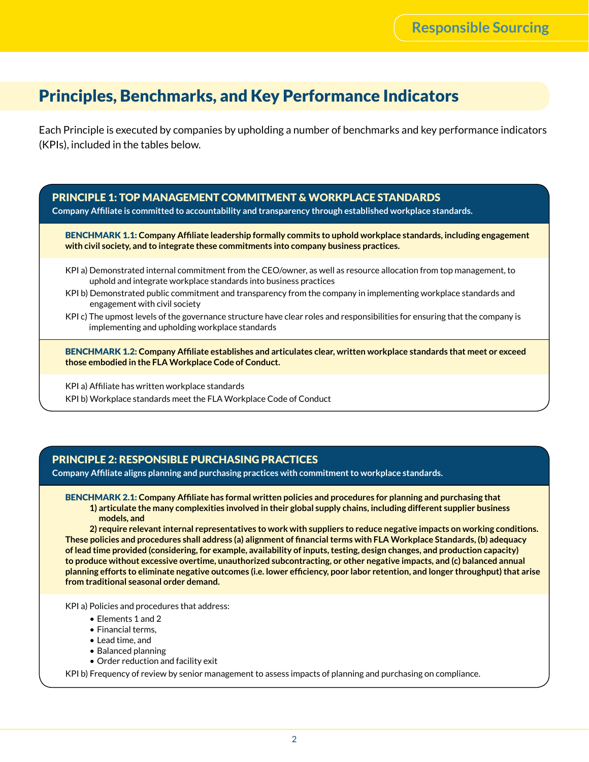## Principles, Benchmarks, and Key Performance Indicators

Each Principle is executed by companies by upholding a number of benchmarks and key performance indicators (KPIs), included in the tables below.

### PRINCIPLE 1: TOP MANAGEMENT COMMITMENT & WORKPLACE STANDARDS

**Company Affiliate is committed to accountability and transparency through established workplace standards.**

**BENCHMARK 1.1: Company Affiliate leadership formally commits to uphold workplace standards, including engagement with civil society, and to integrate these commitments into company business practices.**

KPI a) Demonstrated internal commitment from the CEO/owner, as well as resource allocation from top management, to uphold and integrate workplace standards into business practices

KPI b) Demonstrated public commitment and transparency from the company in implementing workplace standards and engagement with civil society

KPI c) The upmost levels of the governance structure have clear roles and responsibilities for ensuring that the company is implementing and upholding workplace standards

**BENCHMARK 1.2: Company Affiliate establishes and articulates clear, written workplace standards that meet or exceed those embodied in the FLA Workplace Code of Conduct.**

KPI a) Affiliate has written workplace standards

KPI b) Workplace standards meet the FLA Workplace Code of Conduct

### PRINCIPLE 2: RESPONSIBLE PURCHASING PRACTICES

**Company Affiliate aligns planning and purchasing practices with commitment to workplace standards.**

**BENCHMARK 2.1: Company Affiliate has formal written policies and procedures for planning and purchasing that**

**1) articulate the many complexities involved in their global supply chains, including different supplier business models, and**

**2) require relevant internal representatives to work with suppliers to reduce negative impacts on working conditions.**

**These policies and procedures shall address (a) alignment of financial terms with FLA Workplace Standards, (b) adequacy of lead time provided (considering, for example, availability of inputs, testing, design changes, and production capacity) to produce without excessive overtime, unauthorized subcontracting, or other negative impacts, and (c) balanced annual planning efforts to eliminate negative outcomes (i.e. lower efficiency, poor labor retention, and longer throughput) that arise from traditional seasonal order demand.**

KPI a) Policies and procedures that address:

- Elements 1 and 2
- Financial terms,
- Lead time, and
- Balanced planning
- Order reduction and facility exit

KPI b) Frequency of review by senior management to assess impacts of planning and purchasing on compliance.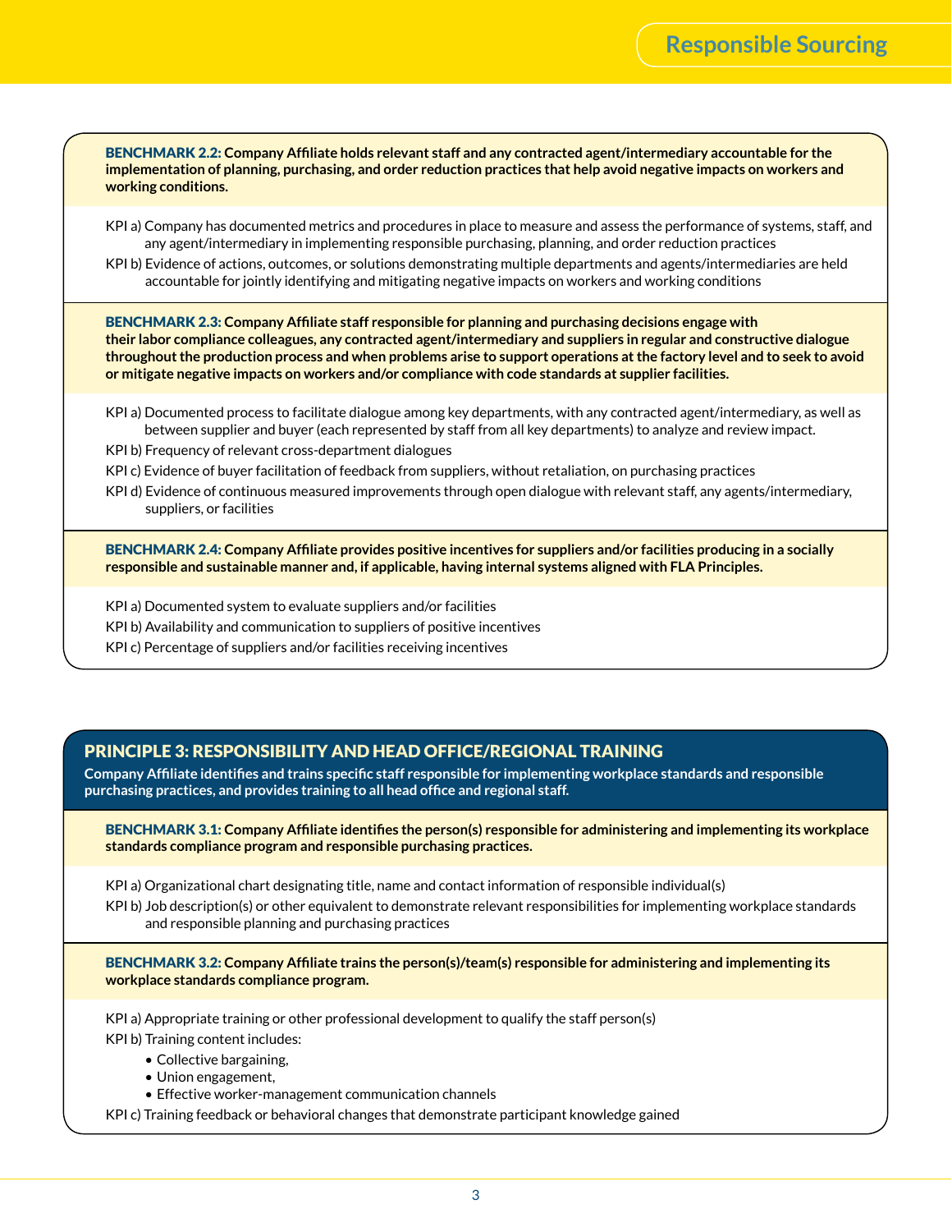**BENCHMARK 2.2: Company Affiliate holds relevant staff and any contracted agent/intermediary accountable for the implementation of planning, purchasing, and order reduction practices that help avoid negative impacts on workers and working conditions.**

KPI a) Company has documented metrics and procedures in place to measure and assess the performance of systems, staff, and any agent/intermediary in implementing responsible purchasing, planning, and order reduction practices

KPI b) Evidence of actions, outcomes, or solutions demonstrating multiple departments and agents/intermediaries are held accountable for jointly identifying and mitigating negative impacts on workers and working conditions

**BENCHMARK 2.3: Company Affiliate staff responsible for planning and purchasing decisions engage with their labor compliance colleagues, any contracted agent/intermediary and suppliers in regular and constructive dialogue throughout the production process and when problems arise to support operations at the factory level and to seek to avoid or mitigate negative impacts on workers and/or compliance with code standards at supplier facilities.**

KPI a) Documented process to facilitate dialogue among key departments, with any contracted agent/intermediary, as well as between supplier and buyer (each represented by staff from all key departments) to analyze and review impact.

KPI b) Frequency of relevant cross-department dialogues

KPI c) Evidence of buyer facilitation of feedback from suppliers, without retaliation, on purchasing practices

KPI d) Evidence of continuous measured improvements through open dialogue with relevant staff, any agents/intermediary, suppliers, or facilities

**BENCHMARK 2.4: Company Affiliate provides positive incentives for suppliers and/or facilities producing in a socially responsible and sustainable manner and, if applicable, having internal systems aligned with FLA Principles.**

KPI a) Documented system to evaluate suppliers and/or facilities

KPI b) Availability and communication to suppliers of positive incentives

KPI c) Percentage of suppliers and/or facilities receiving incentives

## PRINCIPLE 3: RESPONSIBILITY AND HEAD OFFICE/REGIONAL TRAINING

**Company Affiliate identifies and trains specific staff responsible for implementing workplace standards and responsible purchasing practices, and provides training to all head office and regional staff.**

**BENCHMARK 3.1: Company Affiliate identifies the person(s) responsible for administering and implementing its workplace standards compliance program and responsible purchasing practices.**

KPI a) Organizational chart designating title, name and contact information of responsible individual(s)

KPI b) Job description(s) or other equivalent to demonstrate relevant responsibilities for implementing workplace standards and responsible planning and purchasing practices

**BENCHMARK 3.2: Company Affiliate trains the person(s)/team(s) responsible for administering and implementing its workplace standards compliance program.**

KPI a) Appropriate training or other professional development to qualify the staff person(s)

KPI b) Training content includes:

- Collective bargaining,
- Union engagement,
- Effective worker-management communication channels

KPI c) Training feedback or behavioral changes that demonstrate participant knowledge gained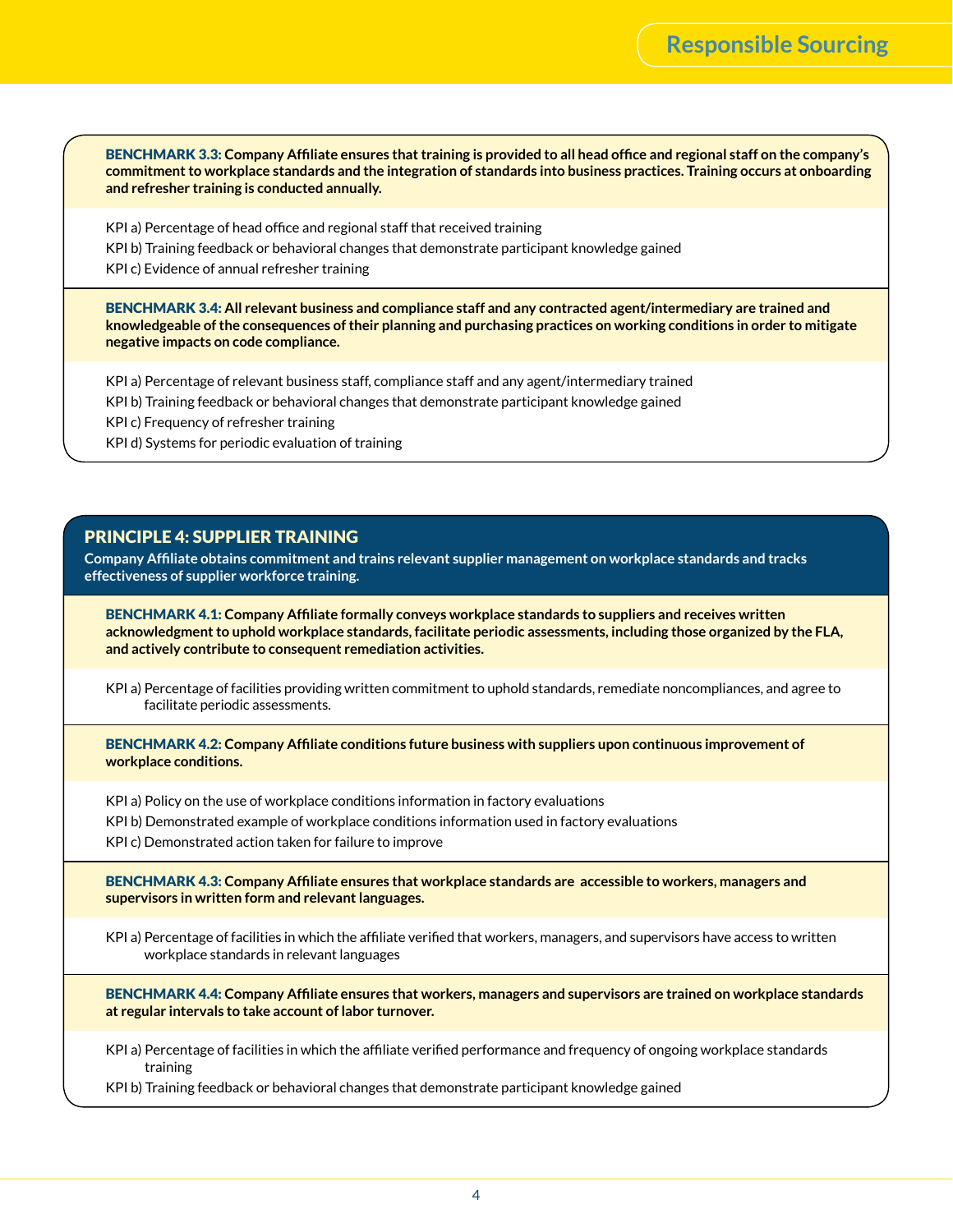**BENCHMARK 3.3: Company Affiliate ensures that training is provided to all head office and regional staff on the company's commitment to workplace standards and the integration of standards into business practices. Training occurs at onboarding and refresher training is conducted annually.**

KPI a) Percentage of head office and regional staff that received training

KPI b) Training feedback or behavioral changes that demonstrate participant knowledge gained

KPI c) Evidence of annual refresher training

**BENCHMARK 3.4: All relevant business and compliance staff and any contracted agent/intermediary are trained and knowledgeable of the consequences of their planning and purchasing practices on working conditions in order to mitigate negative impacts on code compliance.**

KPI a) Percentage of relevant business staff, compliance staff and any agent/intermediary trained

KPI b) Training feedback or behavioral changes that demonstrate participant knowledge gained

KPI c) Frequency of refresher training

KPI d) Systems for periodic evaluation of training

## PRINCIPLE 4: SUPPLIER TRAINING

**Company Affiliate obtains commitment and trains relevant supplier management on workplace standards and tracks effectiveness of supplier workforce training.**

**BENCHMARK 4.1: Company Affiliate formally conveys workplace standards to suppliers and receives written acknowledgment to uphold workplace standards, facilitate periodic assessments, including those organized by the FLA, and actively contribute to consequent remediation activities.**

KPI a) Percentage of facilities providing written commitment to uphold standards, remediate noncompliances, and agree to facilitate periodic assessments.

**BENCHMARK 4.2: Company Affiliate conditions future business with suppliers upon continuous improvement of workplace conditions.**

KPI a) Policy on the use of workplace conditions information in factory evaluations

KPI b) Demonstrated example of workplace conditions information used in factory evaluations

KPI c) Demonstrated action taken for failure to improve

**BENCHMARK 4.3: Company Affiliate ensures that workplace standards are accessible to workers, managers and supervisors in written form and relevant languages.**

KPI a) Percentage of facilities in which the affiliate verified that workers, managers, and supervisors have access to written workplace standards in relevant languages

**BENCHMARK 4.4: Company Affiliate ensures that workers, managers and supervisors are trained on workplace standards at regular intervals to take account of labor turnover.**

KPI a) Percentage of facilities in which the affiliate verified performance and frequency of ongoing workplace standards training

KPI b) Training feedback or behavioral changes that demonstrate participant knowledge gained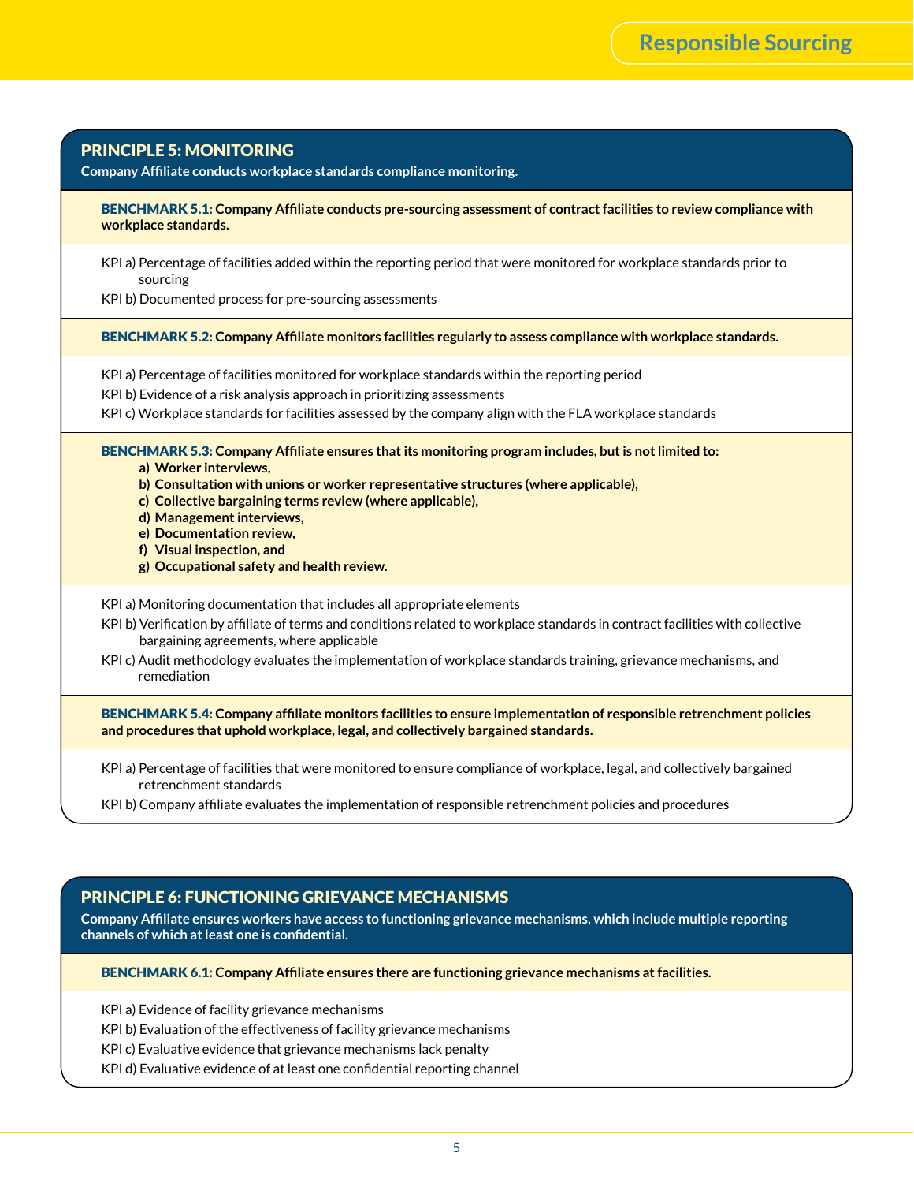## PRINCIPLE 5: MONITORING

**Company Affiliate conducts workplace standards compliance monitoring.**

**BENCHMARK 5.1: Company Affiliate conducts pre-sourcing assessment of contract facilities to review compliance with workplace standards.**

KPI a) Percentage of facilities added within the reporting period that were monitored for workplace standards prior to sourcing

KPI b) Documented process for pre-sourcing assessments

**BENCHMARK 5.2: Company Affiliate monitors facilities regularly to assess compliance with workplace standards.**

KPI a) Percentage of facilities monitored for workplace standards within the reporting period

KPI b) Evidence of a risk analysis approach in prioritizing assessments

KPI c) Workplace standards for facilities assessed by the company align with the FLA workplace standards

**BENCHMARK 5.3: Company Affiliate ensures that its monitoring program includes, but is not limited to:**

- **a) Worker interviews,**
- **b) Consultation with unions or worker representative structures (where applicable),**
- **c) Collective bargaining terms review (where applicable),**
- **d) Management interviews,**
- **e) Documentation review,**
- **f) Visual inspection, and**
- **g) Occupational safety and health review.**

KPI a) Monitoring documentation that includes all appropriate elements

KPI b) Verification by affiliate of terms and conditions related to workplace standards in contract facilities with collective bargaining agreements, where applicable

KPI c) Audit methodology evaluates the implementation of workplace standards training, grievance mechanisms, and remediation

**BENCHMARK 5.4: Company affiliate monitors facilities to ensure implementation of responsible retrenchment policies and procedures that uphold workplace, legal, and collectively bargained standards.**

KPI a) Percentage of facilities that were monitored to ensure compliance of workplace, legal, and collectively bargained retrenchment standards

KPI b) Company affiliate evaluates the implementation of responsible retrenchment policies and procedures

## PRINCIPLE 6: FUNCTIONING GRIEVANCE MECHANISMS

**Company Affiliate ensures workers have access to functioning grievance mechanisms, which include multiple reporting channels of which at least one is confidential.**

**BENCHMARK 6.1: Company Affiliate ensures there are functioning grievance mechanisms at facilities.**

KPI a) Evidence of facility grievance mechanisms

KPI b) Evaluation of the effectiveness of facility grievance mechanisms

KPI c) Evaluative evidence that grievance mechanisms lack penalty

KPI d) Evaluative evidence of at least one confidential reporting channel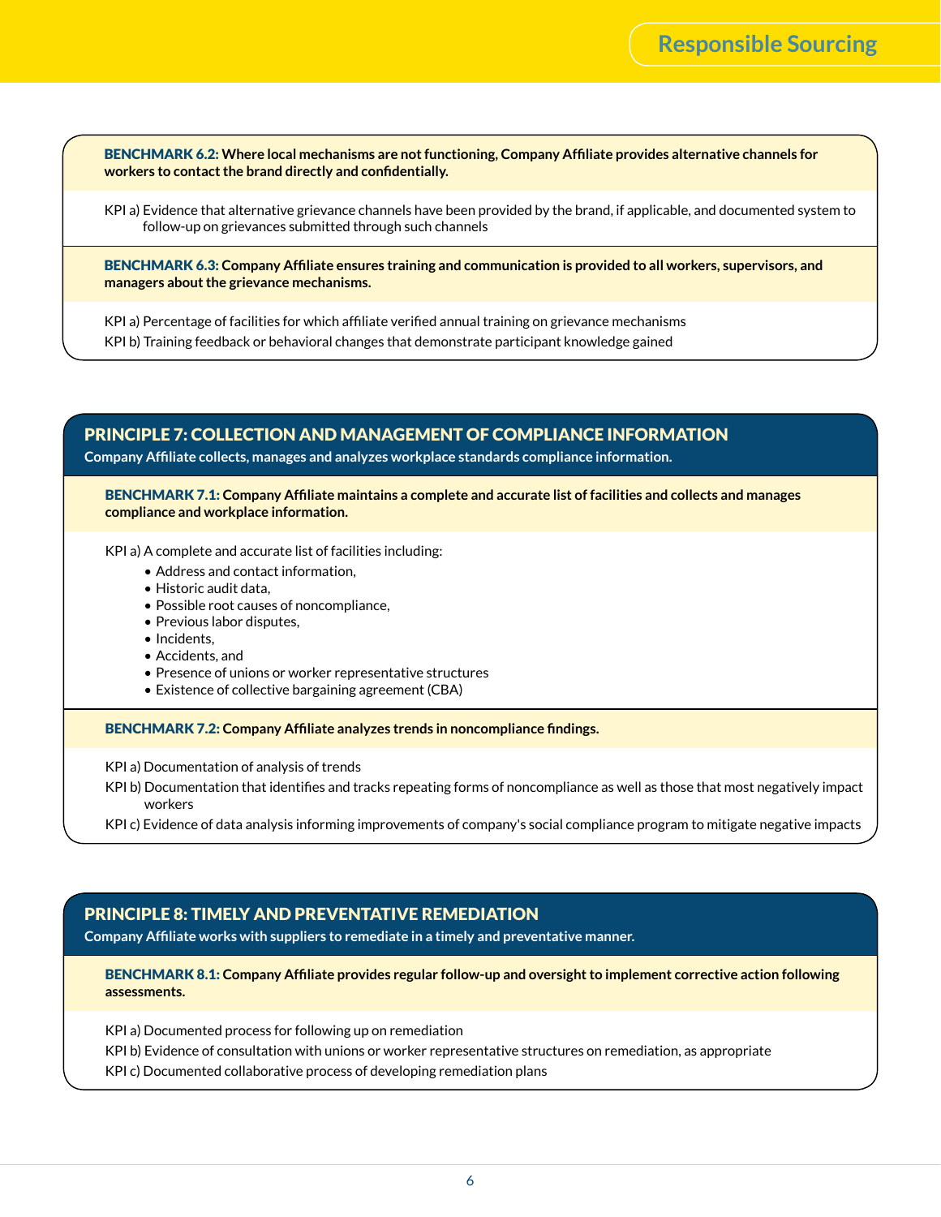**BENCHMARK 6.2: Where local mechanisms are not functioning, Company Affiliate provides alternative channels for workers to contact the brand directly and confidentially.**

KPI a) Evidence that alternative grievance channels have been provided by the brand, if applicable, and documented system to follow-up on grievances submitted through such channels

**BENCHMARK 6.3: Company Affiliate ensures training and communication is provided to all workers, supervisors, and managers about the grievance mechanisms.**

KPI a) Percentage of facilities for which affiliate verified annual training on grievance mechanisms

KPI b) Training feedback or behavioral changes that demonstrate participant knowledge gained

## PRINCIPLE 7: COLLECTION AND MANAGEMENT OF COMPLIANCE INFORMATION

**Company Affiliate collects, manages and analyzes workplace standards compliance information.**

**BENCHMARK 7.1: Company Affiliate maintains a complete and accurate list of facilities and collects and manages compliance and workplace information.**

KPI a) A complete and accurate list of facilities including:

- Address and contact information,
- Historic audit data,
- Possible root causes of noncompliance,
- Previous labor disputes,
- Incidents,
- Accidents, and
- Presence of unions or worker representative structures
- Existence of collective bargaining agreement (CBA)

**BENCHMARK 7.2: Company Affiliate analyzes trends in noncompliance findings.**

KPI a) Documentation of analysis of trends

KPI b) Documentation that identifies and tracks repeating forms of noncompliance as well as those that most negatively impact workers

KPI c) Evidence of data analysis informing improvements of company's social compliance program to mitigate negative impacts

## PRINCIPLE 8: TIMELY AND PREVENTATIVE REMEDIATION

**Company Affiliate works with suppliers to remediate in a timely and preventative manner.**

**BENCHMARK 8.1: Company Affiliate provides regular follow-up and oversight to implement corrective action following assessments.**

KPI a) Documented process for following up on remediation

KPI b) Evidence of consultation with unions or worker representative structures on remediation, as appropriate

KPI c) Documented collaborative process of developing remediation plans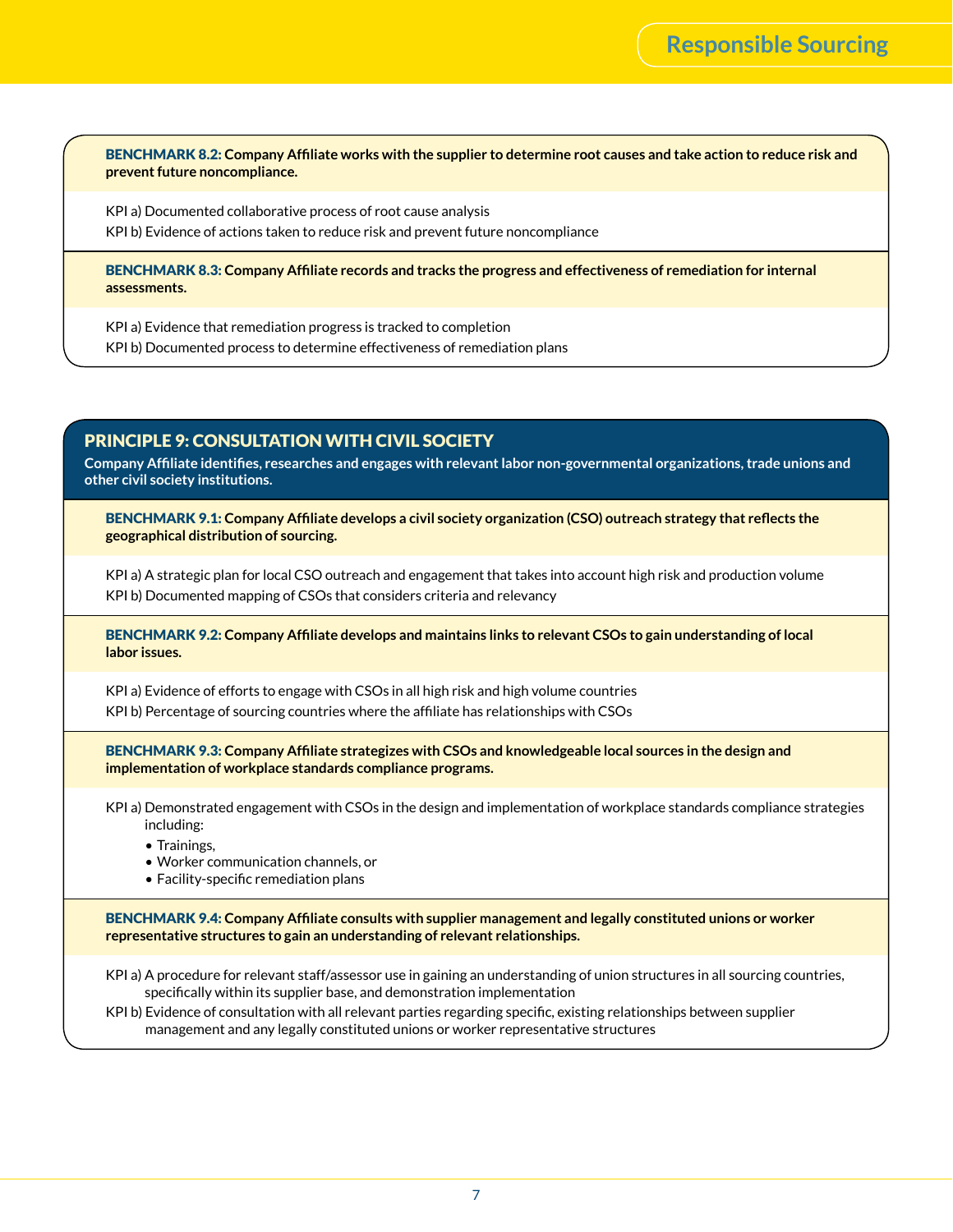**BENCHMARK 8.2: Company Affiliate works with the supplier to determine root causes and take action to reduce risk and prevent future noncompliance.**

KPI a) Documented collaborative process of root cause analysis
KPI b) Evidence of actions taken to reduce risk and prevent future noncompliance

**BENCHMARK 8.3: Company Affiliate records and tracks the progress and effectiveness of remediation for internal assessments.**

KPI a) Evidence that remediation progress is tracked to completion
KPI b) Documented process to determine effectiveness of remediation plans

## PRINCIPLE 9: CONSULTATION WITH CIVIL SOCIETY

**Company Affiliate identifies, researches and engages with relevant labor non-governmental organizations, trade unions and other civil society institutions.**

**BENCHMARK 9.1: Company Affiliate develops a civil society organization (CSO) outreach strategy that reflects the geographical distribution of sourcing.**

KPI a) A strategic plan for local CSO outreach and engagement that takes into account high risk and production volume
KPI b) Documented mapping of CSOs that considers criteria and relevancy

**BENCHMARK 9.2: Company Affiliate develops and maintains links to relevant CSOs to gain understanding of local labor issues.**

KPI a) Evidence of efforts to engage with CSOs in all high risk and high volume countries
KPI b) Percentage of sourcing countries where the affiliate has relationships with CSOs

**BENCHMARK 9.3: Company Affiliate strategizes with CSOs and knowledgeable local sources in the design and implementation of workplace standards compliance programs.**

KPI a) Demonstrated engagement with CSOs in the design and implementation of workplace standards compliance strategies including:

- Trainings,
- Worker communication channels, or
- Facility-specific remediation plans

**BENCHMARK 9.4: Company Affiliate consults with supplier management and legally constituted unions or worker representative structures to gain an understanding of relevant relationships.**

KPI a) A procedure for relevant staff/assessor use in gaining an understanding of union structures in all sourcing countries, specifically within its supplier base, and demonstration implementation
KPI b) Evidence of consultation with all relevant parties regarding specific, existing relationships between supplier management and any legally constituted unions or worker representative structures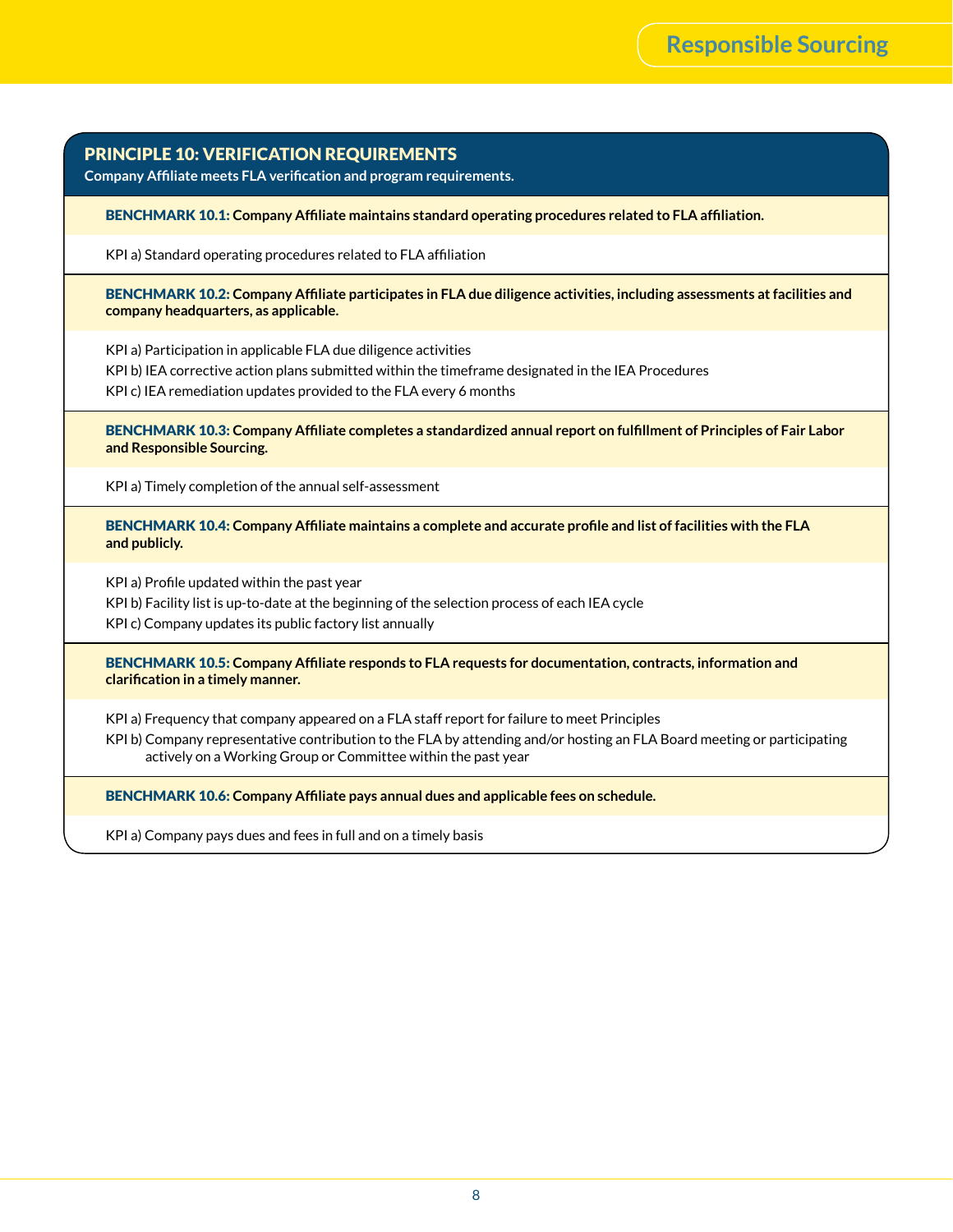## PRINCIPLE 10: VERIFICATION REQUIREMENTS

**Company Affiliate meets FLA verification and program requirements.**

**BENCHMARK 10.1: Company Affiliate maintains standard operating procedures related to FLA affiliation.**

KPI a) Standard operating procedures related to FLA affiliation

**BENCHMARK 10.2: Company Affiliate participates in FLA due diligence activities, including assessments at facilities and company headquarters, as applicable.**

KPI a) Participation in applicable FLA due diligence activities
KPI b) IEA corrective action plans submitted within the timeframe designated in the IEA Procedures
KPI c) IEA remediation updates provided to the FLA every 6 months

**BENCHMARK 10.3: Company Affiliate completes a standardized annual report on fulfillment of Principles of Fair Labor and Responsible Sourcing.**

KPI a) Timely completion of the annual self-assessment

**BENCHMARK 10.4: Company Affiliate maintains a complete and accurate profile and list of facilities with the FLA and publicly.**

KPI a) Profile updated within the past year
KPI b) Facility list is up-to-date at the beginning of the selection process of each IEA cycle
KPI c) Company updates its public factory list annually

**BENCHMARK 10.5: Company Affiliate responds to FLA requests for documentation, contracts, information and clarification in a timely manner.**

KPI a) Frequency that company appeared on a FLA staff report for failure to meet Principles
KPI b) Company representative contribution to the FLA by attending and/or hosting an FLA Board meeting or participating actively on a Working Group or Committee within the past year

**BENCHMARK 10.6: Company Affiliate pays annual dues and applicable fees on schedule.**

KPI a) Company pays dues and fees in full and on a timely basis